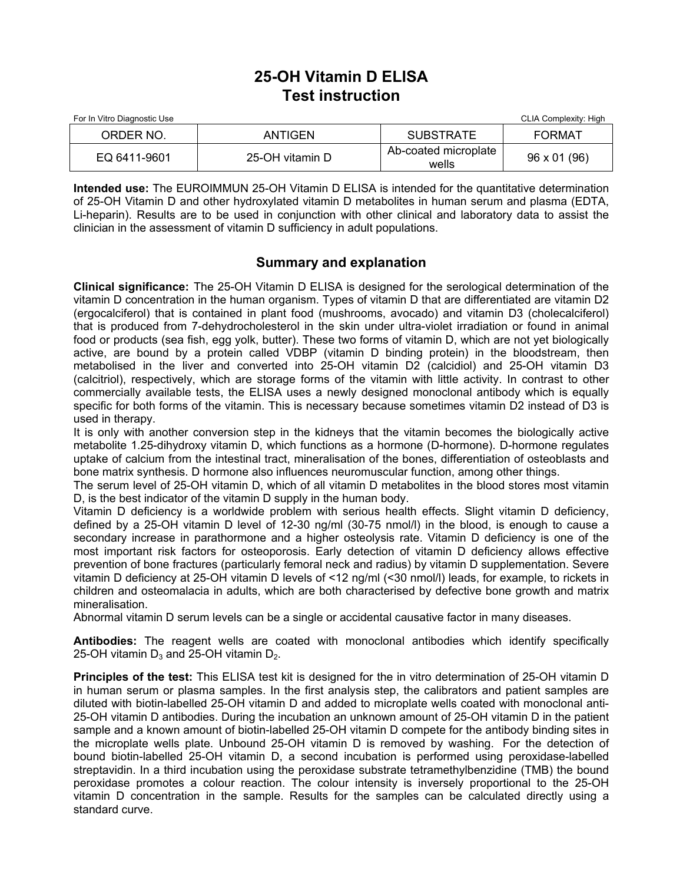# 25-OH Vitamin D ELISA
# Test instruction

For In Vitro Diagnostic Use CLIA Complexity: High

| ORDER NO. | ANTIGEN | SUBSTRATE | FORMAT |
|---|---|---|---|
| EQ 6411-9601 | 25-OH vitamin D | Ab-coated microplate wells | 96 x 01 (96) |

**Intended use:** The EUROIMMUN 25-OH Vitamin D ELISA is intended for the quantitative determination of 25-OH Vitamin D and other hydroxylated vitamin D metabolites in human serum and plasma (EDTA, Li-heparin). Results are to be used in conjunction with other clinical and laboratory data to assist the clinician in the assessment of vitamin D sufficiency in adult populations.

## Summary and explanation

**Clinical significance:** The 25-OH Vitamin D ELISA is designed for the serological determination of the vitamin D concentration in the human organism. Types of vitamin D that are differentiated are vitamin D2 (ergocalciferol) that is contained in plant food (mushrooms, avocado) and vitamin D3 (cholecalciferol) that is produced from 7-dehydrocholesterol in the skin under ultra-violet irradiation or found in animal food or products (sea fish, egg yolk, butter). These two forms of vitamin D, which are not yet biologically active, are bound by a protein called VDBP (vitamin D binding protein) in the bloodstream, then metabolised in the liver and converted into 25-OH vitamin D2 (calcidiol) and 25-OH vitamin D3 (calcitriol), respectively, which are storage forms of the vitamin with little activity. In contrast to other commercially available tests, the ELISA uses a newly designed monoclonal antibody which is equally specific for both forms of the vitamin. This is necessary because sometimes vitamin D2 instead of D3 is used in therapy.
It is only with another conversion step in the kidneys that the vitamin becomes the biologically active metabolite 1.25-dihydroxy vitamin D, which functions as a hormone (D-hormone). D-hormone regulates uptake of calcium from the intestinal tract, mineralisation of the bones, differentiation of osteoblasts and bone matrix synthesis. D hormone also influences neuromuscular function, among other things.
The serum level of 25-OH vitamin D, which of all vitamin D metabolites in the blood stores most vitamin D, is the best indicator of the vitamin D supply in the human body.
Vitamin D deficiency is a worldwide problem with serious health effects. Slight vitamin D deficiency, defined by a 25-OH vitamin D level of 12-30 ng/ml (30-75 nmol/l) in the blood, is enough to cause a secondary increase in parathormone and a higher osteolysis rate. Vitamin D deficiency is one of the most important risk factors for osteoporosis. Early detection of vitamin D deficiency allows effective prevention of bone fractures (particularly femoral neck and radius) by vitamin D supplementation. Severe vitamin D deficiency at 25-OH vitamin D levels of <12 ng/ml (<30 nmol/l) leads, for example, to rickets in children and osteomalacia in adults, which are both characterised by defective bone growth and matrix mineralisation.
Abnormal vitamin D serum levels can be a single or accidental causative factor in many diseases.

**Antibodies:** The reagent wells are coated with monoclonal antibodies which identify specifically 25-OH vitamin $D_3$ and 25-OH vitamin $D_2$.

**Principles of the test:** This ELISA test kit is designed for the in vitro determination of 25-OH vitamin D in human serum or plasma samples. In the first analysis step, the calibrators and patient samples are diluted with biotin-labelled 25-OH vitamin D and added to microplate wells coated with monoclonal anti-25-OH vitamin D antibodies. During the incubation an unknown amount of 25-OH vitamin D in the patient sample and a known amount of biotin-labelled 25-OH vitamin D compete for the antibody binding sites in the microplate wells plate. Unbound 25-OH vitamin D is removed by washing. For the detection of bound biotin-labelled 25-OH vitamin D, a second incubation is performed using peroxidase-labelled streptavidin. In a third incubation using the peroxidase substrate tetramethylbenzidine (TMB) the bound peroxidase promotes a colour reaction. The colour intensity is inversely proportional to the 25-OH vitamin D concentration in the sample. Results for the samples can be calculated directly using a standard curve.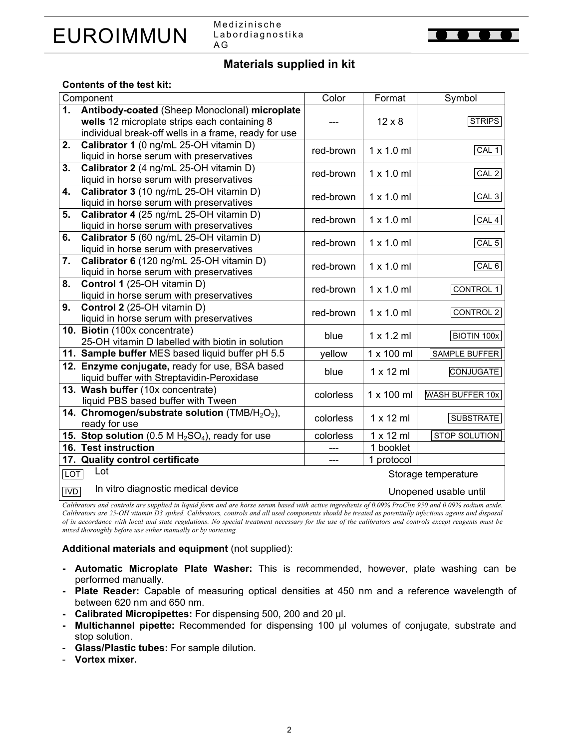## Materials supplied in kit

**Contents of the test kit:**

| Component | Color | Format | Symbol |
|---|---|---|---|
| **1. Antibody-coated** (Sheep Monoclonal) **microplate wells** 12 microplate strips each containing 8 individual break-off wells in a frame, ready for use | --- | 12 x 8 | STRIPS |
| **2. Calibrator 1** (0 ng/mL 25-OH vitamin D) liquid in horse serum with preservatives | red-brown | 1 x 1.0 ml | CAL 1 |
| **3. Calibrator 2** (4 ng/mL 25-OH vitamin D) liquid in horse serum with preservatives | red-brown | 1 x 1.0 ml | CAL 2 |
| **4. Calibrator 3** (10 ng/mL 25-OH vitamin D) liquid in horse serum with preservatives | red-brown | 1 x 1.0 ml | CAL 3 |
| **5. Calibrator 4** (25 ng/mL 25-OH vitamin D) liquid in horse serum with preservatives | red-brown | 1 x 1.0 ml | CAL 4 |
| **6. Calibrator 5** (60 ng/mL 25-OH vitamin D) liquid in horse serum with preservatives | red-brown | 1 x 1.0 ml | CAL 5 |
| **7. Calibrator 6** (120 ng/mL 25-OH vitamin D) liquid in horse serum with preservatives | red-brown | 1 x 1.0 ml | CAL 6 |
| **8. Control 1** (25-OH vitamin D) liquid in horse serum with preservatives | red-brown | 1 x 1.0 ml | CONTROL 1 |
| **9. Control 2** (25-OH vitamin D) liquid in horse serum with preservatives | red-brown | 1 x 1.0 ml | CONTROL 2 |
| **10. Biotin** (100x concentrate) 25-OH vitamin D labelled with biotin in solution | blue | 1 x 1.2 ml | BIOTIN 100x |
| **11. Sample buffer** MES based liquid buffer pH 5.5 | yellow | 1 x 100 ml | SAMPLE BUFFER |
| **12. Enzyme conjugate,** ready for use, BSA based liquid buffer with Streptavidin-Peroxidase | blue | 1 x 12 ml | CONJUGATE |
| **13. Wash buffer** (10x concentrate) liquid PBS based buffer with Tween | colorless | 1 x 100 ml | WASH BUFFER 10x |
| **14. Chromogen/substrate solution** ($TMB/H_2O_2$), ready for use | colorless | 1 x 12 ml | SUBSTRATE |
| **15. Stop solution** (0.5 M $H_2SO_4$), ready for use | colorless | 1 x 12 ml | STOP SOLUTION |
| **16. Test instruction** | --- | 1 booklet | |
| **17. Quality control certificate** | --- | 1 protocol | |
| LOT Lot | | Storage temperature | |
| IVD In vitro diagnostic medical device | | Unopened usable until | |

*Calibrators and controls are supplied in liquid form and are horse serum based with active ingredients of 0.09% ProClin 950 and 0.09% sodium azide. Calibrators are 25-OH vitamin D3 spiked. Calibrators, controls and all used components should be treated as potentially infectious agents and disposal of in accordance with local and state regulations. No special treatment necessary for the use of the calibrators and controls except reagents must be mixed thoroughly before use either manually or by vortexing.*

**Additional materials and equipment** (not supplied):

- **Automatic Microplate Plate Washer:** This is recommended, however, plate washing can be performed manually.
- **Plate Reader:** Capable of measuring optical densities at 450 nm and a reference wavelength of between 620 nm and 650 nm.
- **Calibrated Micropipettes:** For dispensing 500, 200 and 20 µl.
- **Multichannel pipette:** Recommended for dispensing 100 µl volumes of conjugate, substrate and stop solution.
- **Glass/Plastic tubes:** For sample dilution.
- **Vortex mixer.**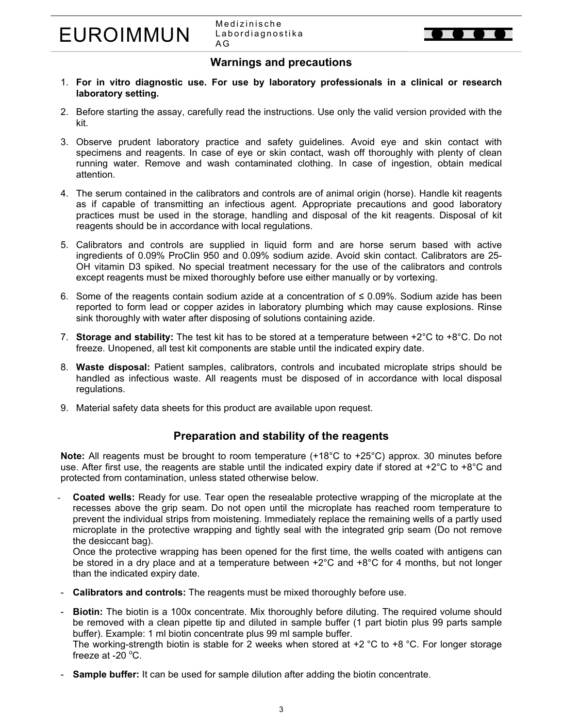## Warnings and precautions

1. **For in vitro diagnostic use. For use by laboratory professionals in a clinical or research laboratory setting.**
2. Before starting the assay, carefully read the instructions. Use only the valid version provided with the kit.
3. Observe prudent laboratory practice and safety guidelines. Avoid eye and skin contact with specimens and reagents. In case of eye or skin contact, wash off thoroughly with plenty of clean running water. Remove and wash contaminated clothing. In case of ingestion, obtain medical attention.
4. The serum contained in the calibrators and controls are of animal origin (horse). Handle kit reagents as if capable of transmitting an infectious agent. Appropriate precautions and good laboratory practices must be used in the storage, handling and disposal of the kit reagents. Disposal of kit reagents should be in accordance with local regulations.
5. Calibrators and controls are supplied in liquid form and are horse serum based with active ingredients of 0.09% ProClin 950 and 0.09% sodium azide. Avoid skin contact. Calibrators are 25-OH vitamin D3 spiked. No special treatment necessary for the use of the calibrators and controls except reagents must be mixed thoroughly before use either manually or by vortexing.
6. Some of the reagents contain sodium azide at a concentration of ≤ 0.09%. Sodium azide has been reported to form lead or copper azides in laboratory plumbing which may cause explosions. Rinse sink thoroughly with water after disposing of solutions containing azide.
7. **Storage and stability:** The test kit has to be stored at a temperature between +2°C to +8°C. Do not freeze. Unopened, all test kit components are stable until the indicated expiry date.
8. **Waste disposal:** Patient samples, calibrators, controls and incubated microplate strips should be handled as infectious waste. All reagents must be disposed of in accordance with local disposal regulations.
9. Material safety data sheets for this product are available upon request.

## Preparation and stability of the reagents

**Note:** All reagents must be brought to room temperature (+18°C to +25°C) approx. 30 minutes before use. After first use, the reagents are stable until the indicated expiry date if stored at +2°C to +8°C and protected from contamination, unless stated otherwise below.

- **Coated wells:** Ready for use. Tear open the resealable protective wrapping of the microplate at the recesses above the grip seam. Do not open until the microplate has reached room temperature to prevent the individual strips from moistening. Immediately replace the remaining wells of a partly used microplate in the protective wrapping and tightly seal with the integrated grip seam (Do not remove the desiccant bag).
  Once the protective wrapping has been opened for the first time, the wells coated with antigens can be stored in a dry place and at a temperature between +2°C and +8°C for 4 months, but not longer than the indicated expiry date.
- **Calibrators and controls:** The reagents must be mixed thoroughly before use.
- **Biotin:** The biotin is a 100x concentrate. Mix thoroughly before diluting. The required volume should be removed with a clean pipette tip and diluted in sample buffer (1 part biotin plus 99 parts sample buffer). Example: 1 ml biotin concentrate plus 99 ml sample buffer.
  The working-strength biotin is stable for 2 weeks when stored at +2 °C to +8 °C. For longer storage freeze at -20 °C.
- **Sample buffer:** It can be used for sample dilution after adding the biotin concentrate.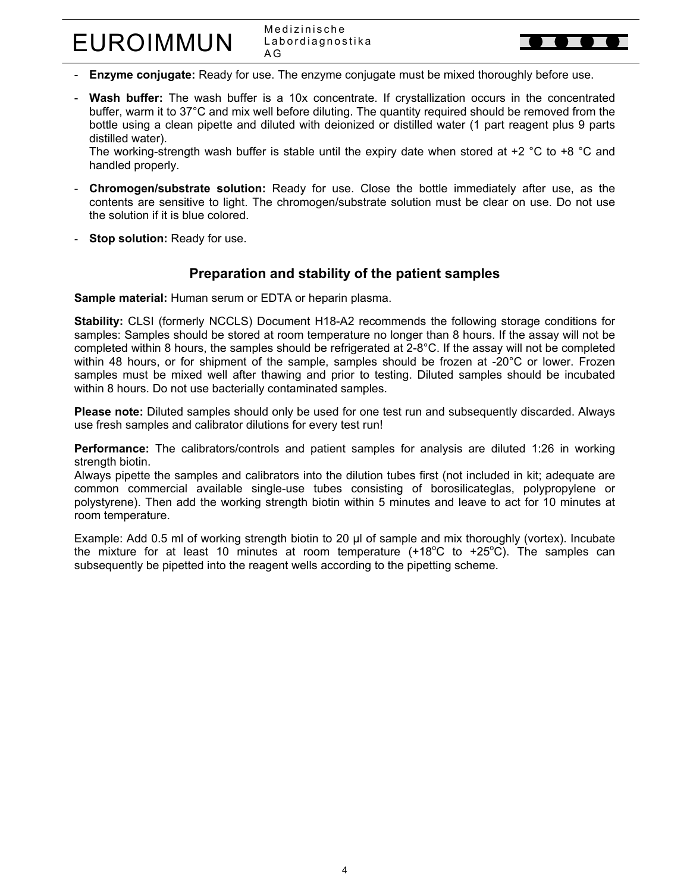- **Enzyme conjugate:** Ready for use. The enzyme conjugate must be mixed thoroughly before use.
- **Wash buffer:** The wash buffer is a 10x concentrate. If crystallization occurs in the concentrated buffer, warm it to 37°C and mix well before diluting. The quantity required should be removed from the bottle using a clean pipette and diluted with deionized or distilled water (1 part reagent plus 9 parts distilled water).
  The working-strength wash buffer is stable until the expiry date when stored at +2 °C to +8 °C and handled properly.
- **Chromogen/substrate solution:** Ready for use. Close the bottle immediately after use, as the contents are sensitive to light. The chromogen/substrate solution must be clear on use. Do not use the solution if it is blue colored.
- **Stop solution:** Ready for use.

## Preparation and stability of the patient samples

**Sample material:** Human serum or EDTA or heparin plasma.

**Stability:** CLSI (formerly NCCLS) Document H18-A2 recommends the following storage conditions for samples: Samples should be stored at room temperature no longer than 8 hours. If the assay will not be completed within 8 hours, the samples should be refrigerated at 2-8°C. If the assay will not be completed within 48 hours, or for shipment of the sample, samples should be frozen at -20°C or lower. Frozen samples must be mixed well after thawing and prior to testing. Diluted samples should be incubated within 8 hours. Do not use bacterially contaminated samples.

**Please note:** Diluted samples should only be used for one test run and subsequently discarded. Always use fresh samples and calibrator dilutions for every test run!

**Performance:** The calibrators/controls and patient samples for analysis are diluted 1:26 in working strength biotin.
Always pipette the samples and calibrators into the dilution tubes first (not included in kit; adequate are common commercial available single-use tubes consisting of borosilicateglas, polypropylene or polystyrene). Then add the working strength biotin within 5 minutes and leave to act for 10 minutes at room temperature.

Example: Add 0.5 ml of working strength biotin to 20 µl of sample and mix thoroughly (vortex). Incubate the mixture for at least 10 minutes at room temperature (+18°C to +25°C). The samples can subsequently be pipetted into the reagent wells according to the pipetting scheme.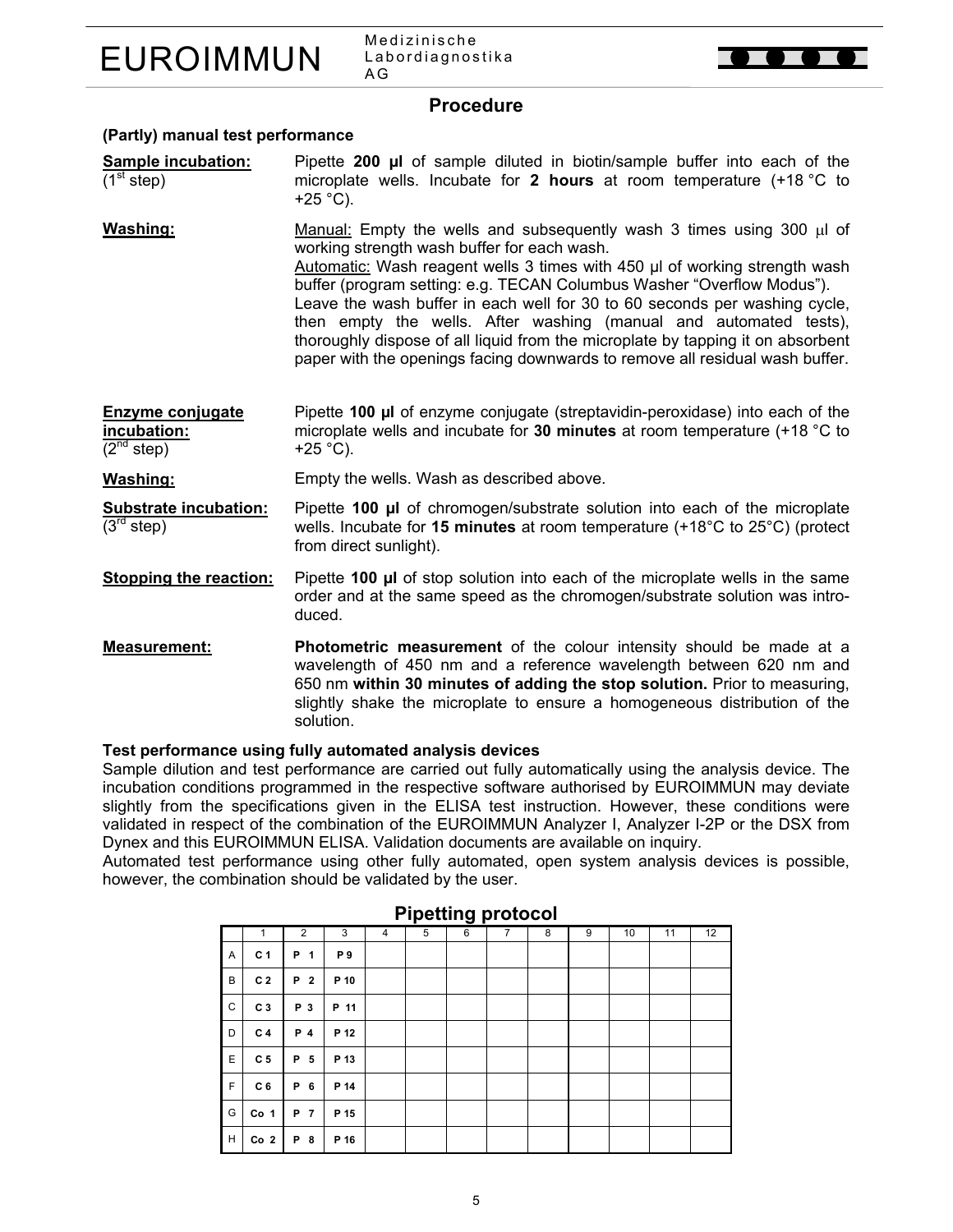## Procedure

**(Partly) manual test performance**

**Sample incubation:** (1st step)
Pipette **200 µl** of sample diluted in biotin/sample buffer into each of the microplate wells. Incubate for **2 hours** at room temperature (+18 °C to +25 °C).

**Washing:**
Manual: Empty the wells and subsequently wash 3 times using 300 µl of working strength wash buffer for each wash.
Automatic: Wash reagent wells 3 times with 450 µl of working strength wash buffer (program setting: e.g. TECAN Columbus Washer "Overflow Modus").
Leave the wash buffer in each well for 30 to 60 seconds per washing cycle, then empty the wells. After washing (manual and automated tests), thoroughly dispose of all liquid from the microplate by tapping it on absorbent paper with the openings facing downwards to remove all residual wash buffer.

**Enzyme conjugate incubation:** (2nd step)
Pipette **100 µl** of enzyme conjugate (streptavidin-peroxidase) into each of the microplate wells and incubate for **30 minutes** at room temperature (+18 °C to +25 °C).

**Washing:**
Empty the wells. Wash as described above.

**Substrate incubation:** (3rd step)
Pipette **100 µl** of chromogen/substrate solution into each of the microplate wells. Incubate for **15 minutes** at room temperature (+18°C to 25°C) (protect from direct sunlight).

**Stopping the reaction:**
Pipette **100 µl** of stop solution into each of the microplate wells in the same order and at the same speed as the chromogen/substrate solution was introduced.

**Measurement:**
**Photometric measurement** of the colour intensity should be made at a wavelength of 450 nm and a reference wavelength between 620 nm and 650 nm **within 30 minutes of adding the stop solution.** Prior to measuring, slightly shake the microplate to ensure a homogeneous distribution of the solution.

**Test performance using fully automated analysis devices**

Sample dilution and test performance are carried out fully automatically using the analysis device. The incubation conditions programmed in the respective software authorised by EUROIMMUN may deviate slightly from the specifications given in the ELISA test instruction. However, these conditions were validated in respect of the combination of the EUROIMMUN Analyzer I, Analyzer I-2P or the DSX from Dynex and this EUROIMMUN ELISA. Validation documents are available on inquiry.
Automated test performance using other fully automated, open system analysis devices is possible, however, the combination should be validated by the user.

## Pipetting protocol

| | 1 | 2 | 3 | 4 | 5 | 6 | 7 | 8 | 9 | 10 | 11 | 12 |
|---|---|---|---|---|---|---|---|---|---|---|---|---|
| A | C 1 | P 1 | P 9 | | | | | | | | | |
| B | C 2 | P 2 | P 10 | | | | | | | | | |
| C | C 3 | P 3 | P 11 | | | | | | | | | |
| D | C 4 | P 4 | P 12 | | | | | | | | | |
| E | C 5 | P 5 | P 13 | | | | | | | | | |
| F | C 6 | P 6 | P 14 | | | | | | | | | |
| G | Co 1 | P 7 | P 15 | | | | | | | | | |
| H | Co 2 | P 8 | P 16 | | | | | | | | | |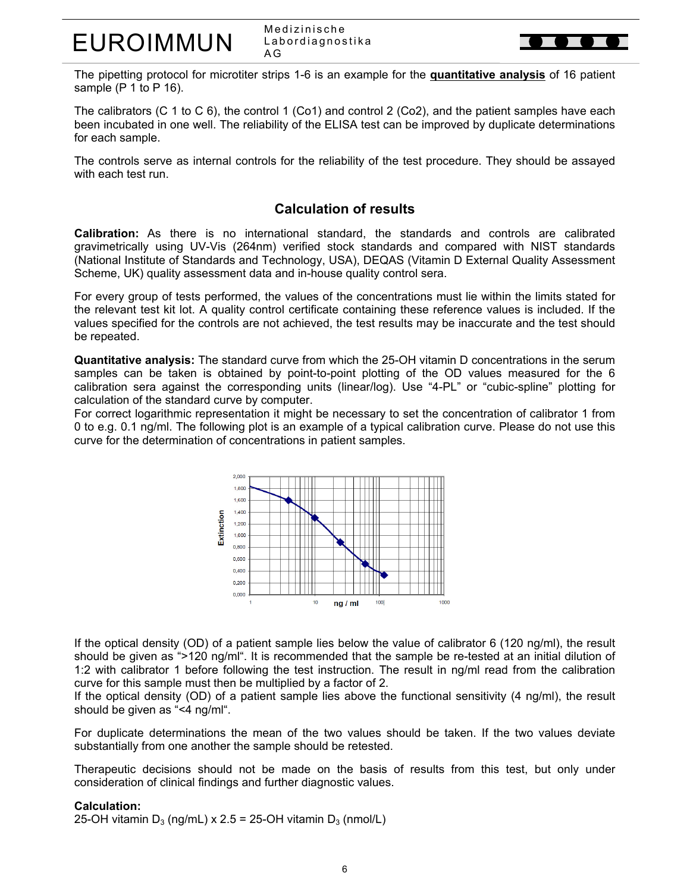The pipetting protocol for microtiter strips 1-6 is an example for the **quantitative analysis** of 16 patient sample (P 1 to P 16).

The calibrators (C 1 to C 6), the control 1 (Co1) and control 2 (Co2), and the patient samples have each been incubated in one well. The reliability of the ELISA test can be improved by duplicate determinations for each sample.

The controls serve as internal controls for the reliability of the test procedure. They should be assayed with each test run.

## Calculation of results

**Calibration:** As there is no international standard, the standards and controls are calibrated gravimetrically using UV-Vis (264nm) verified stock standards and compared with NIST standards (National Institute of Standards and Technology, USA), DEQAS (Vitamin D External Quality Assessment Scheme, UK) quality assessment data and in-house quality control sera.

For every group of tests performed, the values of the concentrations must lie within the limits stated for the relevant test kit lot. A quality control certificate containing these reference values is included. If the values specified for the controls are not achieved, the test results may be inaccurate and the test should be repeated.

**Quantitative analysis:** The standard curve from which the 25-OH vitamin D concentrations in the serum samples can be taken is obtained by point-to-point plotting of the OD values measured for the 6 calibration sera against the corresponding units (linear/log). Use "4-PL" or "cubic-spline" plotting for calculation of the standard curve by computer.
For correct logarithmic representation it might be necessary to set the concentration of calibrator 1 from 0 to e.g. 0.1 ng/ml. The following plot is an example of a typical calibration curve. Please do not use this curve for the determination of concentrations in patient samples.

If the optical density (OD) of a patient sample lies below the value of calibrator 6 (120 ng/ml), the result should be given as ">120 ng/ml". It is recommended that the sample be re-tested at an initial dilution of 1:2 with calibrator 1 before following the test instruction. The result in ng/ml read from the calibration curve for this sample must then be multiplied by a factor of 2.
If the optical density (OD) of a patient sample lies above the functional sensitivity (4 ng/ml), the result should be given as "<4 ng/ml".

For duplicate determinations the mean of the two values should be taken. If the two values deviate substantially from one another the sample should be retested.

Therapeutic decisions should not be made on the basis of results from this test, but only under consideration of clinical findings and further diagnostic values.

**Calculation:**
25-OH vitamin $D_3$ (ng/mL) x 2.5 = 25-OH vitamin $D_3$ (nmol/L)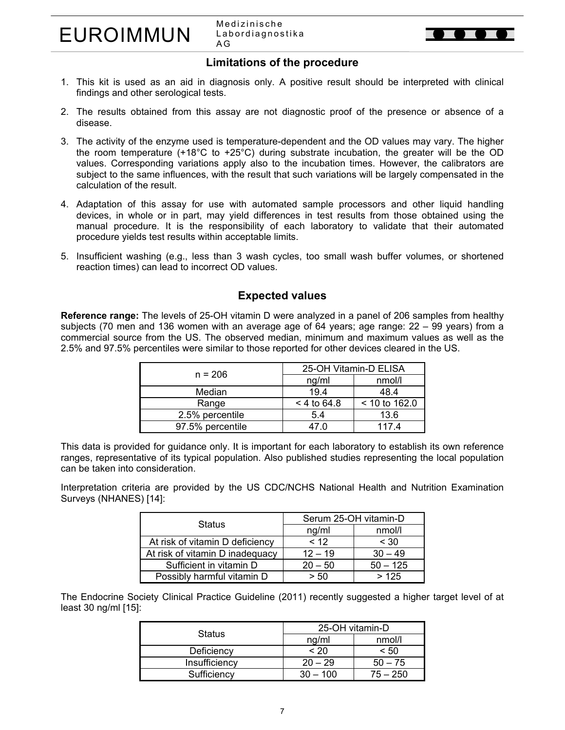## Limitations of the procedure

1. This kit is used as an aid in diagnosis only. A positive result should be interpreted with clinical findings and other serological tests.
2. The results obtained from this assay are not diagnostic proof of the presence or absence of a disease.
3. The activity of the enzyme used is temperature-dependent and the OD values may vary. The higher the room temperature (+18°C to +25°C) during substrate incubation, the greater will be the OD values. Corresponding variations apply also to the incubation times. However, the calibrators are subject to the same influences, with the result that such variations will be largely compensated in the calculation of the result.
4. Adaptation of this assay for use with automated sample processors and other liquid handling devices, in whole or in part, may yield differences in test results from those obtained using the manual procedure. It is the responsibility of each laboratory to validate that their automated procedure yields test results within acceptable limits.
5. Insufficient washing (e.g., less than 3 wash cycles, too small wash buffer volumes, or shortened reaction times) can lead to incorrect OD values.

## Expected values

**Reference range:** The levels of 25-OH vitamin D were analyzed in a panel of 206 samples from healthy subjects (70 men and 136 women with an average age of 64 years; age range: 22 – 99 years) from a commercial source from the US. The observed median, minimum and maximum values as well as the 2.5% and 97.5% percentiles were similar to those reported for other devices cleared in the US.

| n = 206 | 25-OH Vitamin-D ELISA | |
|---|---|---|
| | ng/ml | nmol/l |
| Median | 19.4 | 48.4 |
| Range | < 4 to 64.8 | < 10 to 162.0 |
| 2.5% percentile | 5.4 | 13.6 |
| 97.5% percentile | 47.0 | 117.4 |

This data is provided for guidance only. It is important for each laboratory to establish its own reference ranges, representative of its typical population. Also published studies representing the local population can be taken into consideration.

Interpretation criteria are provided by the US CDC/NCHS National Health and Nutrition Examination Surveys (NHANES) [14]:

| Status | Serum 25-OH vitamin-D | |
|---|---|---|
| | ng/ml | nmol/l |
| At risk of vitamin D deficiency | < 12 | < 30 |
| At risk of vitamin D inadequacy | 12 – 19 | 30 – 49 |
| Sufficient in vitamin D | 20 – 50 | 50 – 125 |
| Possibly harmful vitamin D | > 50 | > 125 |

The Endocrine Society Clinical Practice Guideline (2011) recently suggested a higher target level of at least 30 ng/ml [15]:

| Status | 25-OH vitamin-D | |
|---|---|---|
| | ng/ml | nmol/l |
| Deficiency | < 20 | < 50 |
| Insufficiency | 20 – 29 | 50 – 75 |
| Sufficiency | 30 – 100 | 75 – 250 |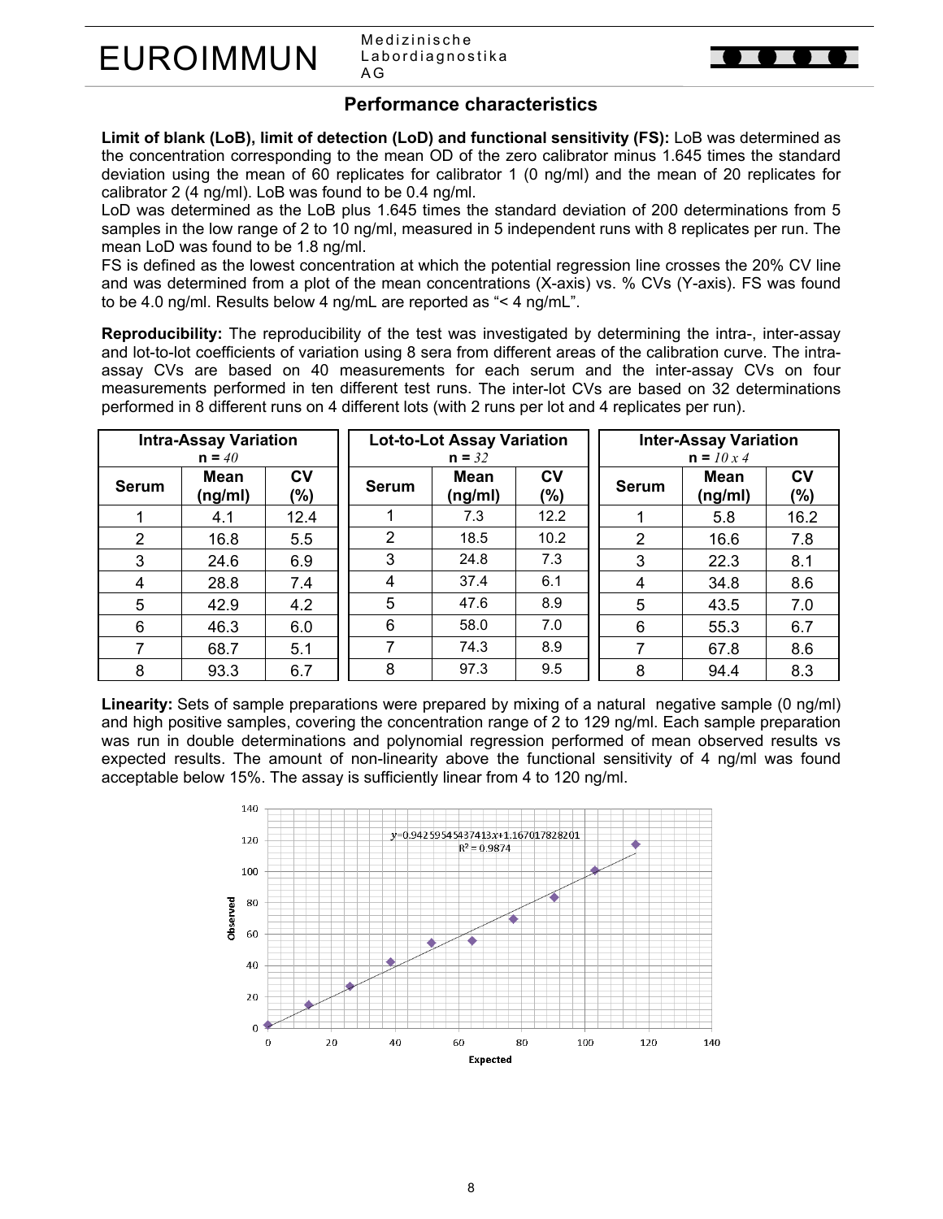## Performance characteristics

**Limit of blank (LoB), limit of detection (LoD) and functional sensitivity (FS):** LoB was determined as the concentration corresponding to the mean OD of the zero calibrator minus 1.645 times the standard deviation using the mean of 60 replicates for calibrator 1 (0 ng/ml) and the mean of 20 replicates for calibrator 2 (4 ng/ml). LoB was found to be 0.4 ng/ml.
LoD was determined as the LoB plus 1.645 times the standard deviation of 200 determinations from 5 samples in the low range of 2 to 10 ng/ml, measured in 5 independent runs with 8 replicates per run. The mean LoD was found to be 1.8 ng/ml.
FS is defined as the lowest concentration at which the potential regression line crosses the 20% CV line and was determined from a plot of the mean concentrations (X-axis) vs. % CVs (Y-axis). FS was found to be 4.0 ng/ml. Results below 4 ng/mL are reported as "< 4 ng/mL".

**Reproducibility:** The reproducibility of the test was investigated by determining the intra-, inter-assay and lot-to-lot coefficients of variation using 8 sera from different areas of the calibration curve. The intra-assay CVs are based on 40 measurements for each serum and the inter-assay CVs on four measurements performed in ten different test runs. The inter-lot CVs are based on 32 determinations performed in 8 different runs on 4 different lots (with 2 runs per lot and 4 replicates per run).

| Intra-Assay Variation n = *40* | | |
|---|---|---|
| Serum | Mean (ng/ml) | CV (%) |
| 1 | 4.1 | 12.4 |
| 2 | 16.8 | 5.5 |
| 3 | 24.6 | 6.9 |
| 4 | 28.8 | 7.4 |
| 5 | 42.9 | 4.2 |
| 6 | 46.3 | 6.0 |
| 7 | 68.7 | 5.1 |
| 8 | 93.3 | 6.7 |

| Lot-to-Lot Assay Variation n = *32* | | |
|---|---|---|
| Serum | Mean (ng/ml) | CV (%) |
| 1 | 7.3 | 12.2 |
| 2 | 18.5 | 10.2 |
| 3 | 24.8 | 7.3 |
| 4 | 37.4 | 6.1 |
| 5 | 47.6 | 8.9 |
| 6 | 58.0 | 7.0 |
| 7 | 74.3 | 8.9 |
| 8 | 97.3 | 9.5 |

| Inter-Assay Variation n = *10 x 4* | | |
|---|---|---|
| Serum | Mean (ng/ml) | CV (%) |
| 1 | 5.8 | 16.2 |
| 2 | 16.6 | 7.8 |
| 3 | 22.3 | 8.1 |
| 4 | 34.8 | 8.6 |
| 5 | 43.5 | 7.0 |
| 6 | 55.3 | 6.7 |
| 7 | 67.8 | 8.6 |
| 8 | 94.4 | 8.3 |

**Linearity:** Sets of sample preparations were prepared by mixing of a natural negative sample (0 ng/ml) and high positive samples, covering the concentration range of 2 to 129 ng/ml. Each sample preparation was run in double determinations and polynomial regression performed of mean observed results vs expected results. The amount of non-linearity above the functional sensitivity of 4 ng/ml was found acceptable below 15%. The assay is sufficiently linear from 4 to 120 ng/ml.

$y = 0.942595454437413x + 1.167017828201$
$R^2 = 0.9874$

Observed (y-axis) vs. Expected (x-axis)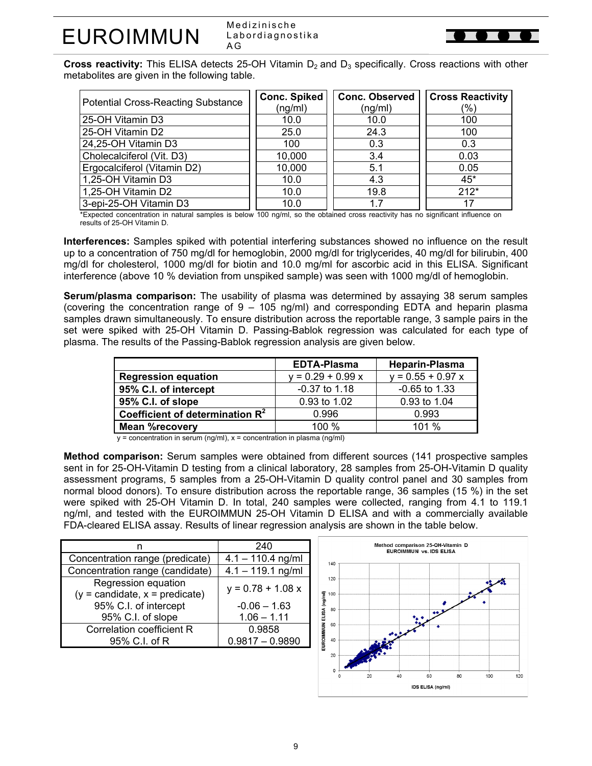**Cross reactivity:** This ELISA detects 25-OH Vitamin $D_2$ and $D_3$ specifically. Cross reactions with other metabolites are given in the following table.

| Potential Cross-Reacting Substance | Conc. Spiked (ng/ml) | Conc. Observed (ng/ml) | Cross Reactivity (%) |
|---|---|---|---|
| 25-OH Vitamin D3 | 10.0 | 10.0 | 100 |
| 25-OH Vitamin D2 | 25.0 | 24.3 | 100 |
| 24,25-OH Vitamin D3 | 100 | 0.3 | 0.3 |
| Cholecalciferol (Vit. D3) | 10,000 | 3.4 | 0.03 |
| Ergocalciferol (Vitamin D2) | 10,000 | 5.1 | 0.05 |
| 1,25-OH Vitamin D3 | 10.0 | 4.3 | 45* |
| 1,25-OH Vitamin D2 | 10.0 | 19.8 | 212* |
| 3-epi-25-OH Vitamin D3 | 10.0 | 1.7 | 17 |

*Expected concentration in natural samples is below 100 ng/ml, so the obtained cross reactivity has no significant influence on results of 25-OH Vitamin D.

**Interferences:** Samples spiked with potential interfering substances showed no influence on the result up to a concentration of 750 mg/dl for hemoglobin, 2000 mg/dl for triglycerides, 40 mg/dl for bilirubin, 400 mg/dl for cholesterol, 1000 mg/dl for biotin and 10.0 mg/ml for ascorbic acid in this ELISA. Significant interference (above 10 % deviation from unspiked sample) was seen with 1000 mg/dl of hemoglobin.

**Serum/plasma comparison:** The usability of plasma was determined by assaying 38 serum samples (covering the concentration range of 9 – 105 ng/ml) and corresponding EDTA and heparin plasma samples drawn simultaneously. To ensure distribution across the reportable range, 3 sample pairs in the set were spiked with 25-OH Vitamin D. Passing-Bablok regression was calculated for each type of plasma. The results of the Passing-Bablok regression analysis are given below.

| | EDTA-Plasma | Heparin-Plasma |
|---|---|---|
| **Regression equation** | y = 0.29 + 0.99 x | y = 0.55 + 0.97 x |
| **95% C.I. of intercept** | -0.37 to 1.18 | -0.65 to 1.33 |
| **95% C.I. of slope** | 0.93 to 1.02 | 0.93 to 1.04 |
| **Coefficient of determination $R^2$** | 0.996 | 0.993 |
| **Mean %recovery** | 100 % | 101 % |

y = concentration in serum (ng/ml), x = concentration in plasma (ng/ml)

**Method comparison:** Serum samples were obtained from different sources (141 prospective samples sent in for 25-OH-Vitamin D testing from a clinical laboratory, 28 samples from 25-OH-Vitamin D quality assessment programs, 5 samples from a 25-OH-Vitamin D quality control panel and 30 samples from normal blood donors). To ensure distribution across the reportable range, 36 samples (15 %) in the set were spiked with 25-OH Vitamin D. In total, 240 samples were collected, ranging from 4.1 to 119.1 ng/ml, and tested with the EUROIMMUN 25-OH Vitamin D ELISA and with a commercially available FDA-cleared ELISA assay. Results of linear regression analysis are shown in the table below.

| n | 240 |
|---|---|
| Concentration range (predicate) | 4.1 – 110.4 ng/ml |
| Concentration range (candidate) | 4.1 – 119.1 ng/ml |
| Regression equation (y = candidate, x = predicate) | y = 0.78 + 1.08 x |
| 95% C.I. of intercept | -0.06 – 1.63 |
| 95% C.I. of slope | 1.06 – 1.11 |
| Correlation coefficient R | 0.9858 |
| 95% C.I. of R | 0.9817 – 0.9890 |

Method comparison 25-OH-Vitamin D EUROIMMUN vs. IDS ELISA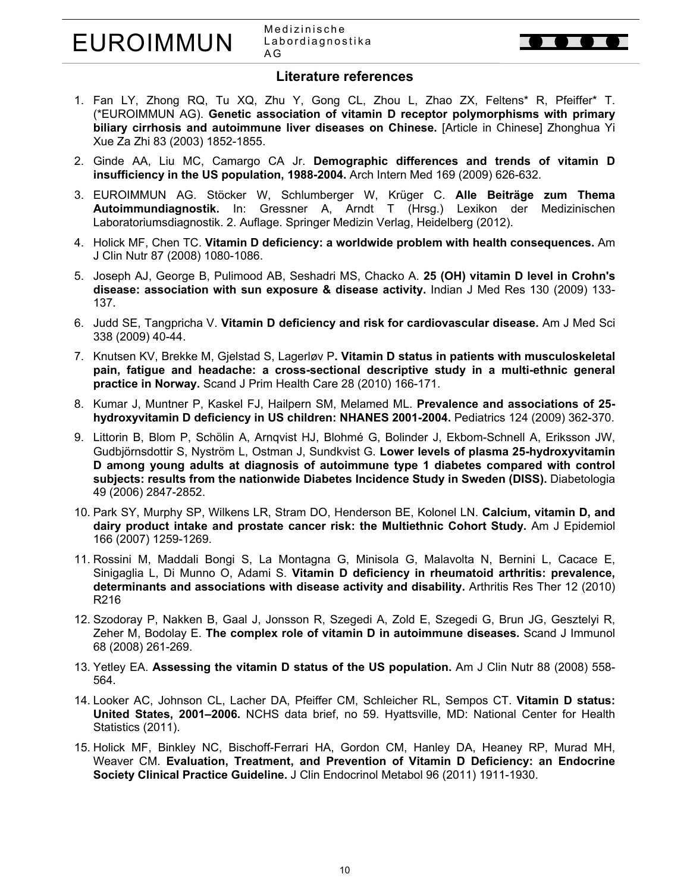## Literature references

1. Fan LY, Zhong RQ, Tu XQ, Zhu Y, Gong CL, Zhou L, Zhao ZX, Feltens* R, Pfeiffer* T. (*EUROIMMUN AG). **Genetic association of vitamin D receptor polymorphisms with primary biliary cirrhosis and autoimmune liver diseases on Chinese.** [Article in Chinese] Zhonghua Yi Xue Za Zhi 83 (2003) 1852-1855.
2. Ginde AA, Liu MC, Camargo CA Jr. **Demographic differences and trends of vitamin D insufficiency in the US population, 1988-2004.** Arch Intern Med 169 (2009) 626-632.
3. EUROIMMUN AG. Stöcker W, Schlumberger W, Krüger C. **Alle Beiträge zum Thema Autoimmundiagnostik.** In: Gressner A, Arndt T (Hrsg.) Lexikon der Medizinischen Laboratoriumsdiagnostik. 2. Auflage. Springer Medizin Verlag, Heidelberg (2012).
4. Holick MF, Chen TC. **Vitamin D deficiency: a worldwide problem with health consequences.** Am J Clin Nutr 87 (2008) 1080-1086.
5. Joseph AJ, George B, Pulimood AB, Seshadri MS, Chacko A. **25 (OH) vitamin D level in Crohn's disease: association with sun exposure & disease activity.** Indian J Med Res 130 (2009) 133-137.
6. Judd SE, Tangpricha V. **Vitamin D deficiency and risk for cardiovascular disease.** Am J Med Sci 338 (2009) 40-44.
7. Knutsen KV, Brekke M, Gjelstad S, Lagerløv P**. Vitamin D status in patients with musculoskeletal pain, fatigue and headache: a cross-sectional descriptive study in a multi-ethnic general practice in Norway.** Scand J Prim Health Care 28 (2010) 166-171.
8. Kumar J, Muntner P, Kaskel FJ, Hailpern SM, Melamed ML. **Prevalence and associations of 25-hydroxyvitamin D deficiency in US children: NHANES 2001-2004.** Pediatrics 124 (2009) 362-370.
9. Littorin B, Blom P, Schölin A, Arnqvist HJ, Blohmé G, Bolinder J, Ekbom-Schnell A, Eriksson JW, Gudbjörnsdottir S, Nyström L, Ostman J, Sundkvist G. **Lower levels of plasma 25-hydroxyvitamin D among young adults at diagnosis of autoimmune type 1 diabetes compared with control subjects: results from the nationwide Diabetes Incidence Study in Sweden (DISS).** Diabetologia 49 (2006) 2847-2852.
10. Park SY, Murphy SP, Wilkens LR, Stram DO, Henderson BE, Kolonel LN. **Calcium, vitamin D, and dairy product intake and prostate cancer risk: the Multiethnic Cohort Study.** Am J Epidemiol 166 (2007) 1259-1269.
11. Rossini M, Maddali Bongi S, La Montagna G, Minisola G, Malavolta N, Bernini L, Cacace E, Sinigaglia L, Di Munno O, Adami S. **Vitamin D deficiency in rheumatoid arthritis: prevalence, determinants and associations with disease activity and disability.** Arthritis Res Ther 12 (2010) R216
12. Szodoray P, Nakken B, Gaal J, Jonsson R, Szegedi A, Zold E, Szegedi G, Brun JG, Gesztelyi R, Zeher M, Bodolay E. **The complex role of vitamin D in autoimmune diseases.** Scand J Immunol 68 (2008) 261-269.
13. Yetley EA. **Assessing the vitamin D status of the US population.** Am J Clin Nutr 88 (2008) 558-564.
14. Looker AC, Johnson CL, Lacher DA, Pfeiffer CM, Schleicher RL, Sempos CT. **Vitamin D status: United States, 2001–2006.** NCHS data brief, no 59. Hyattsville, MD: National Center for Health Statistics (2011).
15. Holick MF, Binkley NC, Bischoff-Ferrari HA, Gordon CM, Hanley DA, Heaney RP, Murad MH, Weaver CM. **Evaluation, Treatment, and Prevention of Vitamin D Deficiency: an Endocrine Society Clinical Practice Guideline.** J Clin Endocrinol Metab 96 (2011) 1911-1930.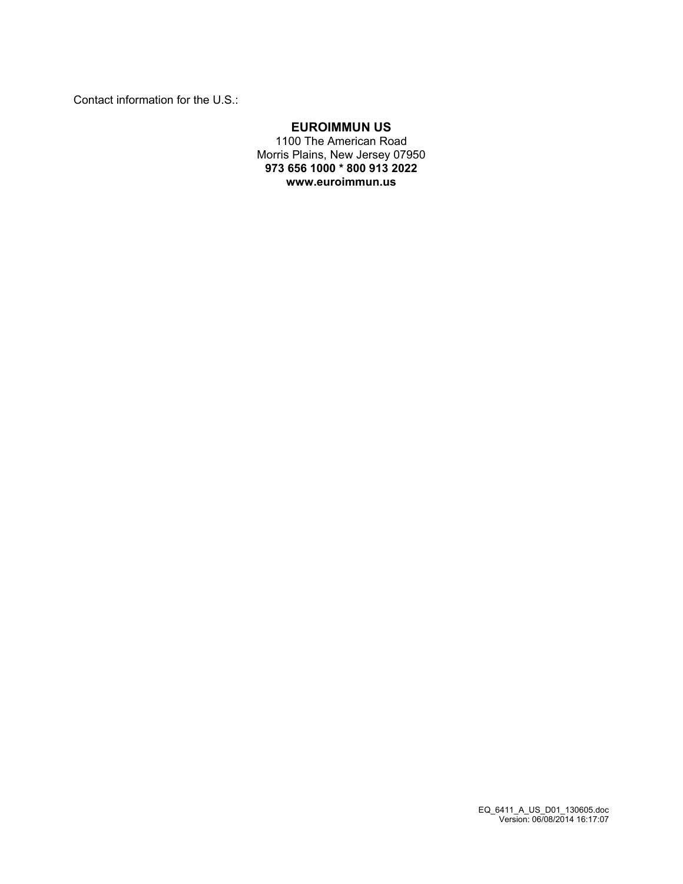Contact information for the U.S.:

**EUROIMMUN US**
1100 The American Road
Morris Plains, New Jersey 07950
**973 656 1000 * 800 913 2022**
**www.euroimmun.us**

EQ_6411_A_US_D01_130605.doc
Version: 06/08/2014 16:17:07